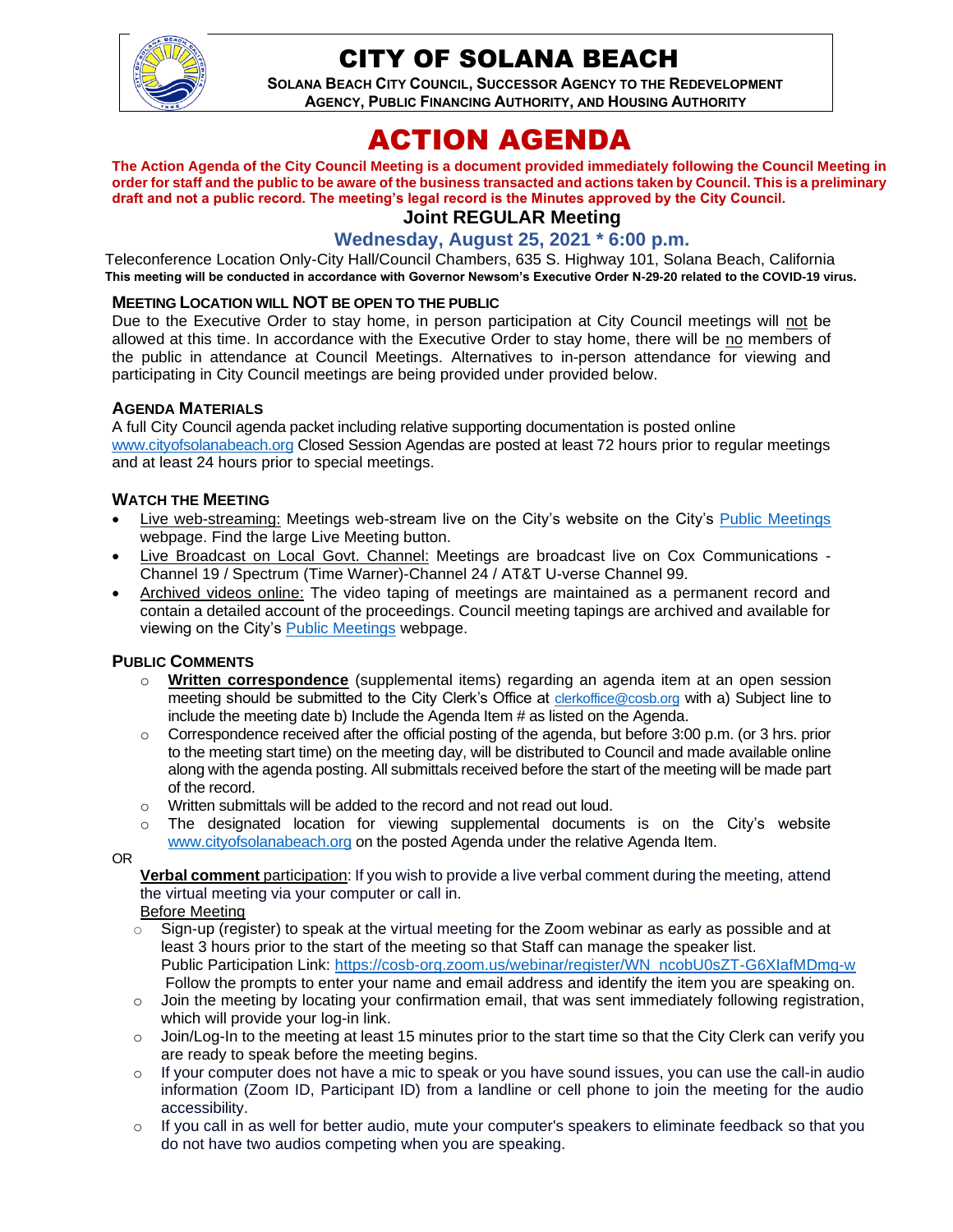# CITY OF SOLANA BEACH

**SOLANA BEACH CITY COUNCIL, SUCCESSOR AGENCY TO THE REDEVELOPMENT AGENCY, PUBLIC FINANCING AUTHORITY, AND HOUSING AUTHORITY**

# ACTION AGENDA

**The Action Agenda of the City Council Meeting is a document provided immediately following the Council Meeting in order for staff and the public to be aware of the business transacted and actions taken by Council. This is a preliminary draft and not a public record. The meeting's legal record is the Minutes approved by the City Council.**

## Joint REGULAR Meeting

## Wednesday, August 25, 2021 * 6:00 p.m.

Teleconference Location Only-City Hall/Council Chambers, 635 S. Highway 101, Solana Beach, California

**This meeting will be conducted in accordance with Governor Newsom's Executive Order N-29-20 related to the COVID-19 virus.**

### MEETING LOCATION WILL NOT BE OPEN TO THE PUBLIC

Due to the Executive Order to stay home, in person participation at City Council meetings will not be allowed at this time. In accordance with the Executive Order to stay home, there will be no members of the public in attendance at Council Meetings. Alternatives to in-person attendance for viewing and participating in City Council meetings are being provided under provided below.

### AGENDA MATERIALS

A full City Council agenda packet including relative supporting documentation is posted online www.cityofsolanabeach.org Closed Session Agendas are posted at least 72 hours prior to regular meetings and at least 24 hours prior to special meetings.

### WATCH THE MEETING

- Live web-streaming: Meetings web-stream live on the City's website on the City's Public Meetings webpage. Find the large Live Meeting button.
- Live Broadcast on Local Govt. Channel: Meetings are broadcast live on Cox Communications - Channel 19 / Spectrum (Time Warner)-Channel 24 / AT&T U-verse Channel 99.
- Archived videos online: The video taping of meetings are maintained as a permanent record and contain a detailed account of the proceedings. Council meeting tapings are archived and available for viewing on the City's Public Meetings webpage.

### PUBLIC COMMENTS

- **Written correspondence** (supplemental items) regarding an agenda item at an open session meeting should be submitted to the City Clerk's Office at clerkoffice@cosb.org with a) Subject line to include the meeting date b) Include the Agenda Item # as listed on the Agenda.
- Correspondence received after the official posting of the agenda, but before 3:00 p.m. (or 3 hrs. prior to the meeting start time) on the meeting day, will be distributed to Council and made available online along with the agenda posting. All submittals received before the start of the meeting will be made part of the record.
- Written submittals will be added to the record and not read out loud.
- The designated location for viewing supplemental documents is on the City's website www.cityofsolanabeach.org on the posted Agenda under the relative Agenda Item.

OR

**Verbal comment** participation: If you wish to provide a live verbal comment during the meeting, attend the virtual meeting via your computer or call in.

Before Meeting

- Sign-up (register) to speak at the virtual meeting for the Zoom webinar as early as possible and at least 3 hours prior to the start of the meeting so that Staff can manage the speaker list. Public Participation Link: https://cosb-org.zoom.us/webinar/register/WN_ncobU0sZT-G6XIafMDmg-w Follow the prompts to enter your name and email address and identify the item you are speaking on.
- Join the meeting by locating your confirmation email, that was sent immediately following registration, which will provide your log-in link.
- Join/Log-In to the meeting at least 15 minutes prior to the start time so that the City Clerk can verify you are ready to speak before the meeting begins.
- If your computer does not have a mic to speak or you have sound issues, you can use the call-in audio information (Zoom ID, Participant ID) from a landline or cell phone to join the meeting for the audio accessibility.
- If you call in as well for better audio, mute your computer's speakers to eliminate feedback so that you do not have two audios competing when you are speaking.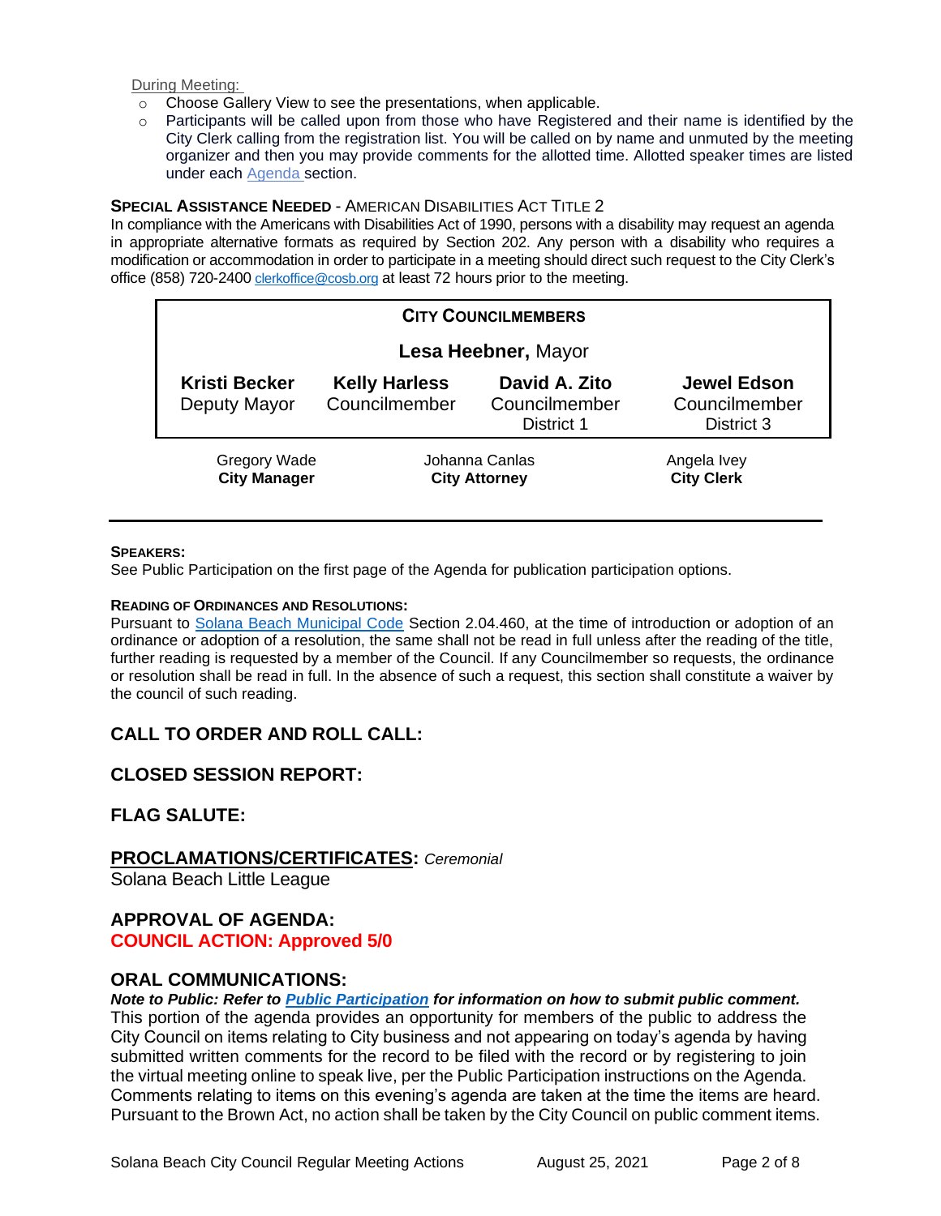During Meeting:

- Choose Gallery View to see the presentations, when applicable.
- Participants will be called upon from those who have Registered and their name is identified by the City Clerk calling from the registration list. You will be called on by name and unmuted by the meeting organizer and then you may provide comments for the allotted time. Allotted speaker times are listed under each Agenda section.

**SPECIAL ASSISTANCE NEEDED** - AMERICAN DISABILITIES ACT TITLE 2

In compliance with the Americans with Disabilities Act of 1990, persons with a disability may request an agenda in appropriate alternative formats as required by Section 202. Any person with a disability who requires a modification or accommodation in order to participate in a meeting should direct such request to the City Clerk's office (858) 720-2400 clerkoffice@cosb.org at least 72 hours prior to the meeting.

| **CITY COUNCILMEMBERS** | | | |
|---|---|---|---|
| | **Lesa Heebner,** Mayor | | |
| **Kristi Becker** Deputy Mayor | **Kelly Harless** Councilmember | **David A. Zito** Councilmember District 1 | **Jewel Edson** Councilmember District 3 |

| Gregory Wade **City Manager** | Johanna Canlas **City Attorney** | Angela Ivey **City Clerk** |
|---|---|---|

**SPEAKERS:**

See Public Participation on the first page of the Agenda for publication participation options.

**READING OF ORDINANCES AND RESOLUTIONS:**

Pursuant to Solana Beach Municipal Code Section 2.04.460, at the time of introduction or adoption of an ordinance or adoption of a resolution, the same shall not be read in full unless after the reading of the title, further reading is requested by a member of the Council. If any Councilmember so requests, the ordinance or resolution shall be read in full. In the absence of such a request, this section shall constitute a waiver by the council of such reading.

## CALL TO ORDER AND ROLL CALL:

## CLOSED SESSION REPORT:

## FLAG SALUTE:

## PROCLAMATIONS/CERTIFICATES: *Ceremonial*

Solana Beach Little League

## APPROVAL OF AGENDA:

**COUNCIL ACTION: Approved 5/0**

## ORAL COMMUNICATIONS:

***Note to Public: Refer to Public Participation for information on how to submit public comment.***

This portion of the agenda provides an opportunity for members of the public to address the City Council on items relating to City business and not appearing on today's agenda by having submitted written comments for the record to be filed with the record or by registering to join the virtual meeting online to speak live, per the Public Participation instructions on the Agenda. Comments relating to items on this evening's agenda are taken at the time the items are heard. Pursuant to the Brown Act, no action shall be taken by the City Council on public comment items.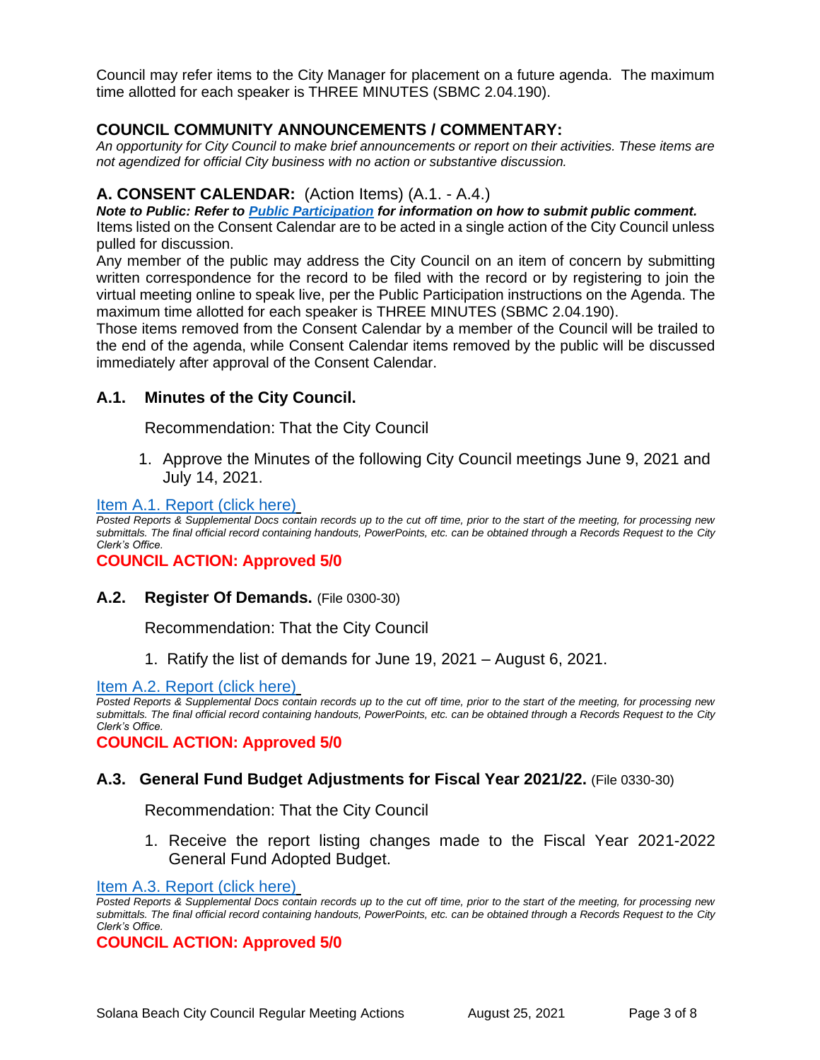Council may refer items to the City Manager for placement on a future agenda. The maximum time allotted for each speaker is THREE MINUTES (SBMC 2.04.190).

## COUNCIL COMMUNITY ANNOUNCEMENTS / COMMENTARY:

*An opportunity for City Council to make brief announcements or report on their activities. These items are not agendized for official City business with no action or substantive discussion.*

## A. CONSENT CALENDAR: (Action Items) (A.1. - A.4.)

***Note to Public: Refer to Public Participation for information on how to submit public comment.***

Items listed on the Consent Calendar are to be acted in a single action of the City Council unless pulled for discussion.

Any member of the public may address the City Council on an item of concern by submitting written correspondence for the record to be filed with the record or by registering to join the virtual meeting online to speak live, per the Public Participation instructions on the Agenda. The maximum time allotted for each speaker is THREE MINUTES (SBMC 2.04.190).

Those items removed from the Consent Calendar by a member of the Council will be trailed to the end of the agenda, while Consent Calendar items removed by the public will be discussed immediately after approval of the Consent Calendar.

### A.1. Minutes of the City Council.

Recommendation: That the City Council

1. Approve the Minutes of the following City Council meetings June 9, 2021 and July 14, 2021.

Item A.1. Report (click here)

*Posted Reports & Supplemental Docs contain records up to the cut off time, prior to the start of the meeting, for processing new submittals. The final official record containing handouts, PowerPoints, etc. can be obtained through a Records Request to the City Clerk's Office.*

**COUNCIL ACTION: Approved 5/0**

### A.2. Register Of Demands. (File 0300-30)

Recommendation: That the City Council

1. Ratify the list of demands for June 19, 2021 – August 6, 2021.

Item A.2. Report (click here)

*Posted Reports & Supplemental Docs contain records up to the cut off time, prior to the start of the meeting, for processing new submittals. The final official record containing handouts, PowerPoints, etc. can be obtained through a Records Request to the City Clerk's Office.*

**COUNCIL ACTION: Approved 5/0**

### A.3. General Fund Budget Adjustments for Fiscal Year 2021/22. (File 0330-30)

Recommendation: That the City Council

1. Receive the report listing changes made to the Fiscal Year 2021-2022 General Fund Adopted Budget.

Item A.3. Report (click here)

*Posted Reports & Supplemental Docs contain records up to the cut off time, prior to the start of the meeting, for processing new submittals. The final official record containing handouts, PowerPoints, etc. can be obtained through a Records Request to the City Clerk's Office.*

**COUNCIL ACTION: Approved 5/0**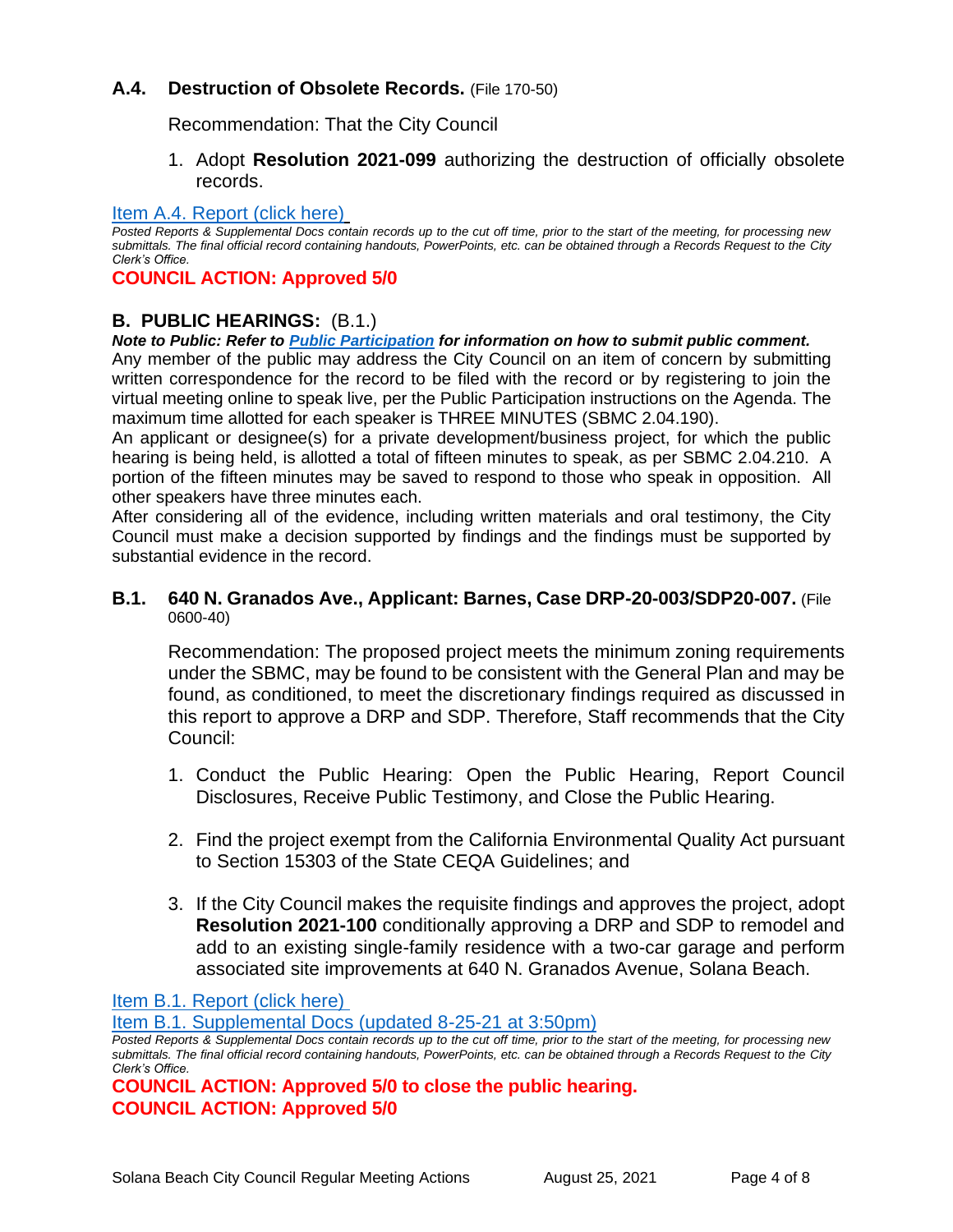### A.4. Destruction of Obsolete Records. (File 170-50)

Recommendation: That the City Council

1. Adopt **Resolution 2021-099** authorizing the destruction of officially obsolete records.

Item A.4. Report (click here)

*Posted Reports & Supplemental Docs contain records up to the cut off time, prior to the start of the meeting, for processing new submittals. The final official record containing handouts, PowerPoints, etc. can be obtained through a Records Request to the City Clerk's Office.*

**COUNCIL ACTION: Approved 5/0**

## B. PUBLIC HEARINGS: (B.1.)

***Note to Public: Refer to Public Participation for information on how to submit public comment.***

Any member of the public may address the City Council on an item of concern by submitting written correspondence for the record to be filed with the record or by registering to join the virtual meeting online to speak live, per the Public Participation instructions on the Agenda. The maximum time allotted for each speaker is THREE MINUTES (SBMC 2.04.190).

An applicant or designee(s) for a private development/business project, for which the public hearing is being held, is allotted a total of fifteen minutes to speak, as per SBMC 2.04.210. A portion of the fifteen minutes may be saved to respond to those who speak in opposition. All other speakers have three minutes each.

After considering all of the evidence, including written materials and oral testimony, the City Council must make a decision supported by findings and the findings must be supported by substantial evidence in the record.

### B.1. 640 N. Granados Ave., Applicant: Barnes, Case DRP-20-003/SDP20-007. (File 0600-40)

Recommendation: The proposed project meets the minimum zoning requirements under the SBMC, may be found to be consistent with the General Plan and may be found, as conditioned, to meet the discretionary findings required as discussed in this report to approve a DRP and SDP. Therefore, Staff recommends that the City Council:

1. Conduct the Public Hearing: Open the Public Hearing, Report Council Disclosures, Receive Public Testimony, and Close the Public Hearing.

2. Find the project exempt from the California Environmental Quality Act pursuant to Section 15303 of the State CEQA Guidelines; and

3. If the City Council makes the requisite findings and approves the project, adopt **Resolution 2021-100** conditionally approving a DRP and SDP to remodel and add to an existing single-family residence with a two-car garage and perform associated site improvements at 640 N. Granados Avenue, Solana Beach.

Item B.1. Report (click here)

Item B.1. Supplemental Docs (updated 8-25-21 at 3:50pm)

*Posted Reports & Supplemental Docs contain records up to the cut off time, prior to the start of the meeting, for processing new submittals. The final official record containing handouts, PowerPoints, etc. can be obtained through a Records Request to the City Clerk's Office.*

**COUNCIL ACTION: Approved 5/0 to close the public hearing.**
**COUNCIL ACTION: Approved 5/0**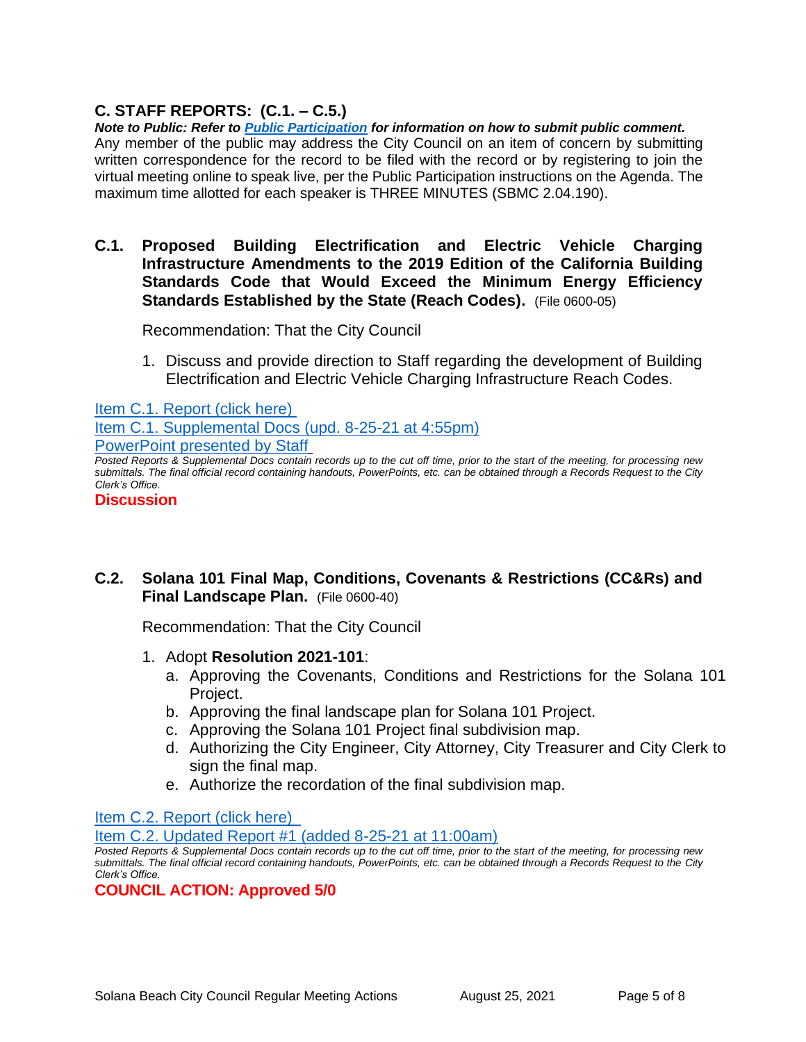## C. STAFF REPORTS: (C.1. – C.5.)

***Note to Public: Refer to Public Participation for information on how to submit public comment.***
Any member of the public may address the City Council on an item of concern by submitting written correspondence for the record to be filed with the record or by registering to join the virtual meeting online to speak live, per the Public Participation instructions on the Agenda. The maximum time allotted for each speaker is THREE MINUTES (SBMC 2.04.190).

### C.1. Proposed Building Electrification and Electric Vehicle Charging Infrastructure Amendments to the 2019 Edition of the California Building Standards Code that Would Exceed the Minimum Energy Efficiency Standards Established by the State (Reach Codes). (File 0600-05)

Recommendation: That the City Council

1. Discuss and provide direction to Staff regarding the development of Building Electrification and Electric Vehicle Charging Infrastructure Reach Codes.

Item C.1. Report (click here)
Item C.1. Supplemental Docs (upd. 8-25-21 at 4:55pm)
PowerPoint presented by Staff

*Posted Reports & Supplemental Docs contain records up to the cut off time, prior to the start of the meeting, for processing new submittals. The final official record containing handouts, PowerPoints, etc. can be obtained through a Records Request to the City Clerk's Office.*

**Discussion**

### C.2. Solana 101 Final Map, Conditions, Covenants & Restrictions (CC&Rs) and Final Landscape Plan. (File 0600-40)

Recommendation: That the City Council

1. Adopt **Resolution 2021-101**:
   a. Approving the Covenants, Conditions and Restrictions for the Solana 101 Project.
   b. Approving the final landscape plan for Solana 101 Project.
   c. Approving the Solana 101 Project final subdivision map.
   d. Authorizing the City Engineer, City Attorney, City Treasurer and City Clerk to sign the final map.
   e. Authorize the recordation of the final subdivision map.

Item C.2. Report (click here)
Item C.2. Updated Report #1 (added 8-25-21 at 11:00am)

*Posted Reports & Supplemental Docs contain records up to the cut off time, prior to the start of the meeting, for processing new submittals. The final official record containing handouts, PowerPoints, etc. can be obtained through a Records Request to the City Clerk's Office.*

**COUNCIL ACTION: Approved 5/0**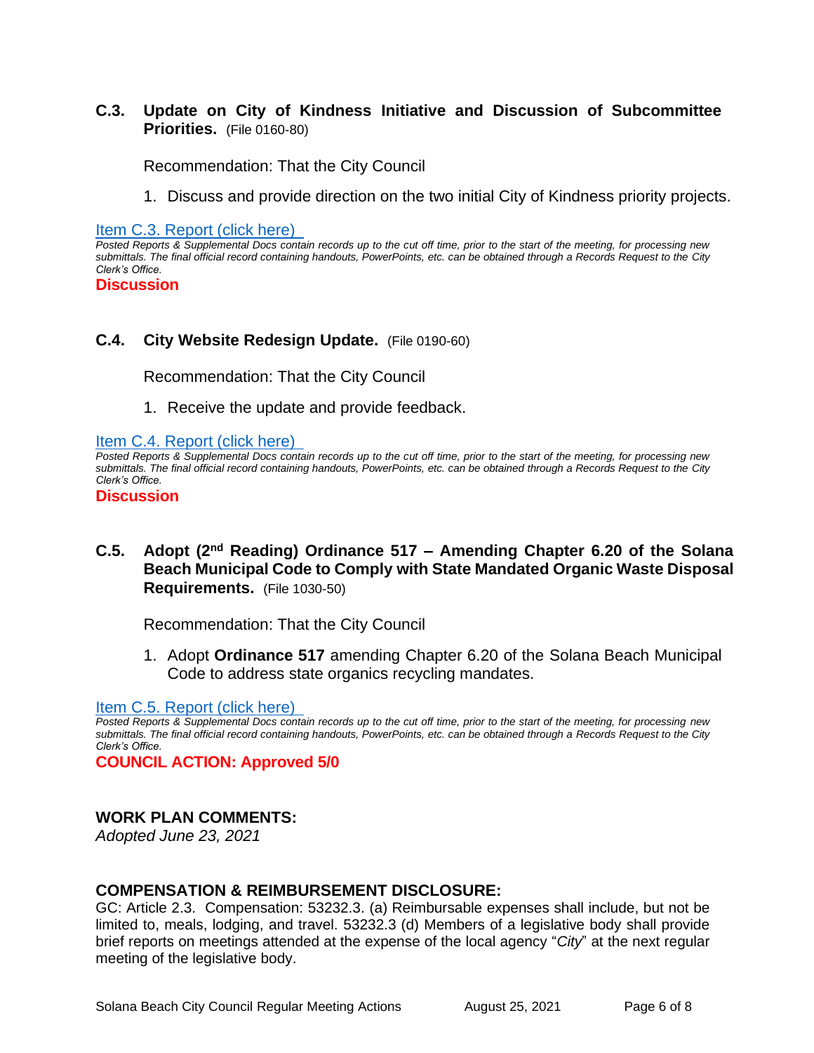### C.3. Update on City of Kindness Initiative and Discussion of Subcommittee Priorities. (File 0160-80)

Recommendation: That the City Council

1. Discuss and provide direction on the two initial City of Kindness priority projects.

[Item C.3. Report (click here)]

*Posted Reports & Supplemental Docs contain records up to the cut off time, prior to the start of the meeting, for processing new submittals. The final official record containing handouts, PowerPoints, etc. can be obtained through a Records Request to the City Clerk's Office.*

**Discussion**

### C.4. City Website Redesign Update. (File 0190-60)

Recommendation: That the City Council

1. Receive the update and provide feedback.

[Item C.4. Report (click here)]

*Posted Reports & Supplemental Docs contain records up to the cut off time, prior to the start of the meeting, for processing new submittals. The final official record containing handouts, PowerPoints, etc. can be obtained through a Records Request to the City Clerk's Office.*

**Discussion**

### C.5. Adopt (2nd Reading) Ordinance 517 – Amending Chapter 6.20 of the Solana Beach Municipal Code to Comply with State Mandated Organic Waste Disposal Requirements. (File 1030-50)

Recommendation: That the City Council

1. Adopt **Ordinance 517** amending Chapter 6.20 of the Solana Beach Municipal Code to address state organics recycling mandates.

[Item C.5. Report (click here)]

*Posted Reports & Supplemental Docs contain records up to the cut off time, prior to the start of the meeting, for processing new submittals. The final official record containing handouts, PowerPoints, etc. can be obtained through a Records Request to the City Clerk's Office.*

**COUNCIL ACTION: Approved 5/0**

## WORK PLAN COMMENTS:

*Adopted June 23, 2021*

## COMPENSATION & REIMBURSEMENT DISCLOSURE:

GC: Article 2.3. Compensation: 53232.3. (a) Reimbursable expenses shall include, but not be limited to, meals, lodging, and travel. 53232.3 (d) Members of a legislative body shall provide brief reports on meetings attended at the expense of the local agency "*City*" at the next regular meeting of the legislative body.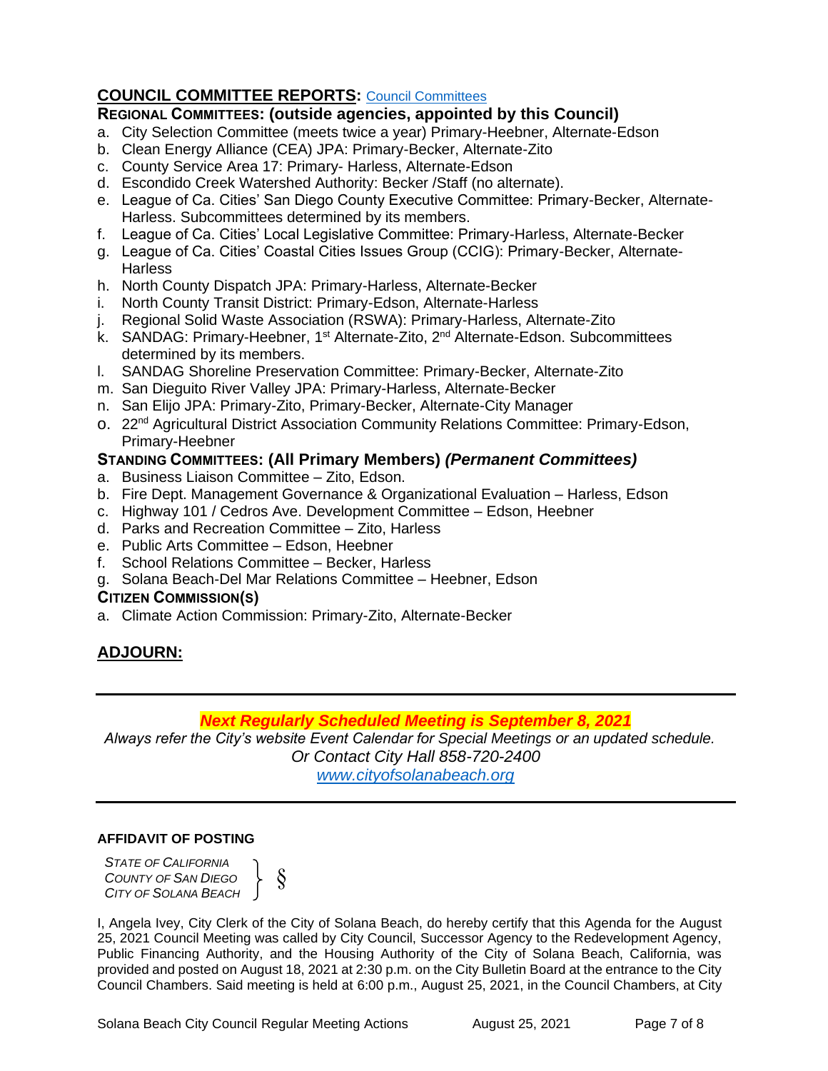## COUNCIL COMMITTEE REPORTS: [Council Committees]

### REGIONAL COMMITTEES: (outside agencies, appointed by this Council)

a. City Selection Committee (meets twice a year) Primary-Heebner, Alternate-Edson
b. Clean Energy Alliance (CEA) JPA: Primary-Becker, Alternate-Zito
c. County Service Area 17: Primary- Harless, Alternate-Edson
d. Escondido Creek Watershed Authority: Becker /Staff (no alternate).
e. League of Ca. Cities' San Diego County Executive Committee: Primary-Becker, Alternate-Harless. Subcommittees determined by its members.
f. League of Ca. Cities' Local Legislative Committee: Primary-Harless, Alternate-Becker
g. League of Ca. Cities' Coastal Cities Issues Group (CCIG): Primary-Becker, Alternate-Harless
h. North County Dispatch JPA: Primary-Harless, Alternate-Becker
i. North County Transit District: Primary-Edson, Alternate-Harless
j. Regional Solid Waste Association (RSWA): Primary-Harless, Alternate-Zito
k. SANDAG: Primary-Heebner, 1st Alternate-Zito, 2nd Alternate-Edson. Subcommittees determined by its members.
l. SANDAG Shoreline Preservation Committee: Primary-Becker, Alternate-Zito
m. San Dieguito River Valley JPA: Primary-Harless, Alternate-Becker
n. San Elijo JPA: Primary-Zito, Primary-Becker, Alternate-City Manager
o. 22nd Agricultural District Association Community Relations Committee: Primary-Edson, Primary-Heebner

### STANDING COMMITTEES: (All Primary Members) *(Permanent Committees)*

a. Business Liaison Committee – Zito, Edson.
b. Fire Dept. Management Governance & Organizational Evaluation – Harless, Edson
c. Highway 101 / Cedros Ave. Development Committee – Edson, Heebner
d. Parks and Recreation Committee – Zito, Harless
e. Public Arts Committee – Edson, Heebner
f. School Relations Committee – Becker, Harless
g. Solana Beach-Del Mar Relations Committee – Heebner, Edson

### CITIZEN COMMISSION(S)

a. Climate Action Commission: Primary-Zito, Alternate-Becker

## ADJOURN:

---

***Next Regularly Scheduled Meeting is September 8, 2021***

*Always refer the City's website Event Calendar for Special Meetings or an updated schedule.*
*Or Contact City Hall 858-720-2400*
*[www.cityofsolanabeach.org](http://www.cityofsolanabeach.org)*

---

**AFFIDAVIT OF POSTING**

*STATE OF CALIFORNIA*
*COUNTY OF SAN DIEGO* } §
*CITY OF SOLANA BEACH*

I, Angela Ivey, City Clerk of the City of Solana Beach, do hereby certify that this Agenda for the August 25, 2021 Council Meeting was called by City Council, Successor Agency to the Redevelopment Agency, Public Financing Authority, and the Housing Authority of the City of Solana Beach, California, was provided and posted on August 18, 2021 at 2:30 p.m. on the City Bulletin Board at the entrance to the City Council Chambers. Said meeting is held at 6:00 p.m., August 25, 2021, in the Council Chambers, at City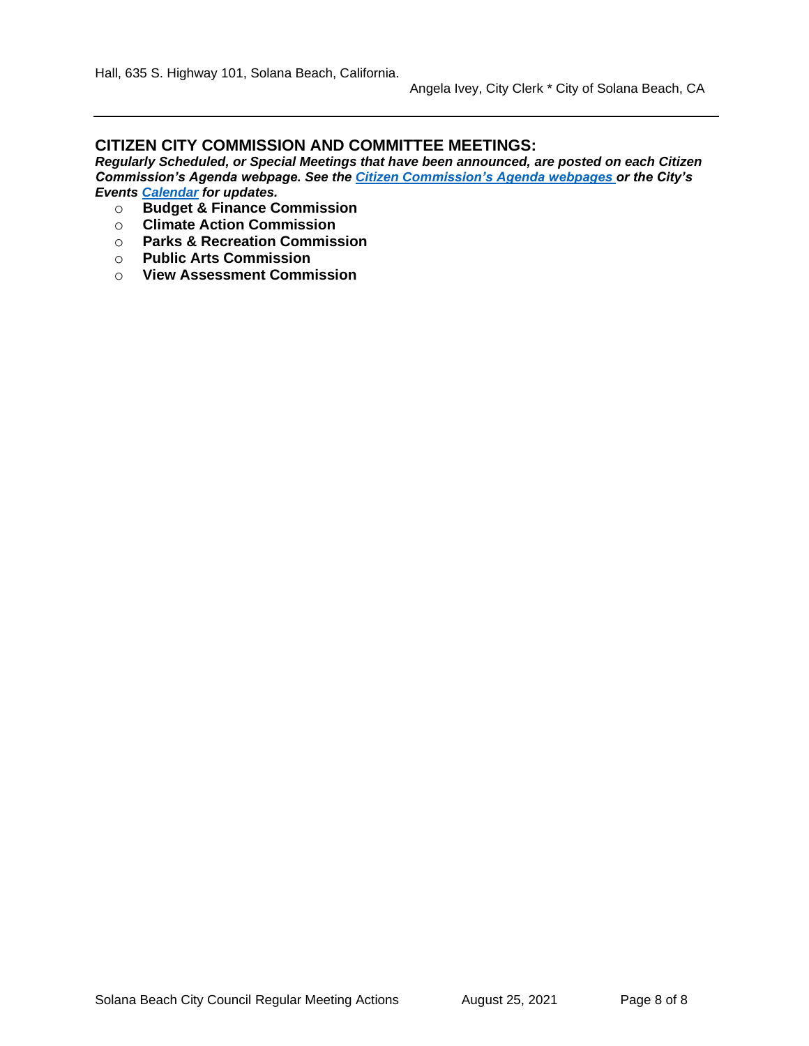Hall, 635 S. Highway 101, Solana Beach, California.

Angela Ivey, City Clerk * City of Solana Beach, CA

---

## CITIZEN CITY COMMISSION AND COMMITTEE MEETINGS:

***Regularly Scheduled, or Special Meetings that have been announced, are posted on each Citizen Commission's Agenda webpage. See the Citizen Commission's Agenda webpages or the City's Events Calendar for updates.***

- **Budget & Finance Commission**
- **Climate Action Commission**
- **Parks & Recreation Commission**
- **Public Arts Commission**
- **View Assessment Commission**